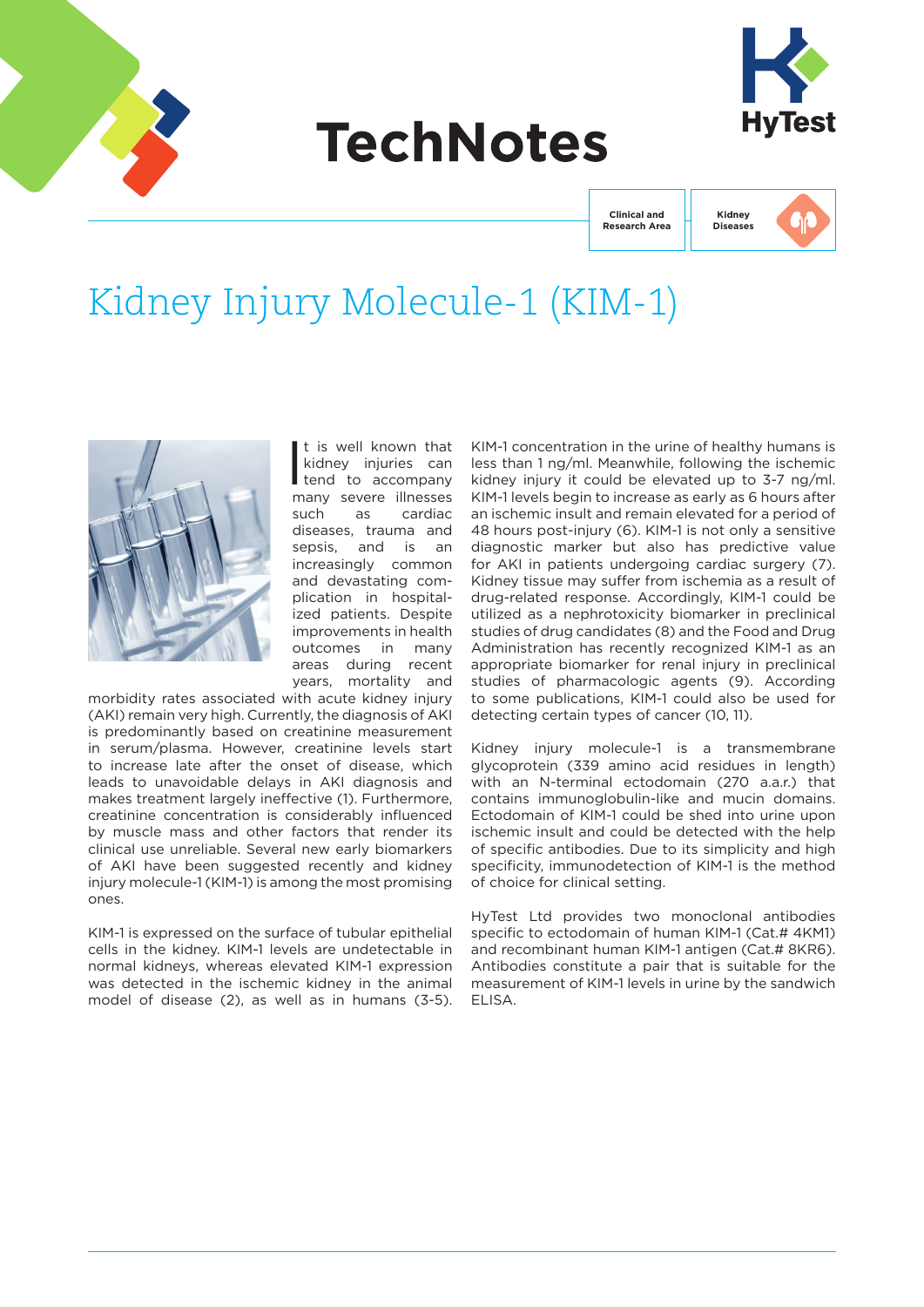# TechNotes

Clinical and Research Area | Kidney Diseases

# Kidney Injury Molecule-1 (KIM-1)

It is well known that kidney injuries can tend to accompany many severe illnesses such as cardiac diseases, trauma and sepsis, and is an increasingly common and devastating complication in hospitalized patients. Despite improvements in health outcomes in many areas during recent years, mortality and morbidity rates associated with acute kidney injury (AKI) remain very high. Currently, the diagnosis of AKI is predominantly based on creatinine measurement in serum/plasma. However, creatinine levels start to increase late after the onset of disease, which leads to unavoidable delays in AKI diagnosis and makes treatment largely ineffective (1). Furthermore, creatinine concentration is considerably influenced by muscle mass and other factors that render its clinical use unreliable. Several new early biomarkers of AKI have been suggested recently and kidney injury molecule-1 (KIM-1) is among the most promising ones.

KIM-1 is expressed on the surface of tubular epithelial cells in the kidney. KIM-1 levels are undetectable in normal kidneys, whereas elevated KIM-1 expression was detected in the ischemic kidney in the animal model of disease (2), as well as in humans (3-5). KIM-1 concentration in the urine of healthy humans is less than 1 ng/ml. Meanwhile, following the ischemic kidney injury it could be elevated up to 3-7 ng/ml. KIM-1 levels begin to increase as early as 6 hours after an ischemic insult and remain elevated for a period of 48 hours post-injury (6). KIM-1 is not only a sensitive diagnostic marker but also has predictive value for AKI in patients undergoing cardiac surgery (7). Kidney tissue may suffer from ischemia as a result of drug-related response. Accordingly, KIM-1 could be utilized as a nephrotoxicity biomarker in preclinical studies of drug candidates (8) and the Food and Drug Administration has recently recognized KIM-1 as an appropriate biomarker for renal injury in preclinical studies of pharmacologic agents (9). According to some publications, KIM-1 could also be used for detecting certain types of cancer (10, 11).

Kidney injury molecule-1 is a transmembrane glycoprotein (339 amino acid residues in length) with an N-terminal ectodomain (270 a.a.r.) that contains immunoglobulin-like and mucin domains. Ectodomain of KIM-1 could be shed into urine upon ischemic insult and could be detected with the help of specific antibodies. Due to its simplicity and high specificity, immunodetection of KIM-1 is the method of choice for clinical setting.

HyTest Ltd provides two monoclonal antibodies specific to ectodomain of human KIM-1 (Cat.# 4KM1) and recombinant human KIM-1 antigen (Cat.# 8KR6). Antibodies constitute a pair that is suitable for the measurement of KIM-1 levels in urine by the sandwich ELISA.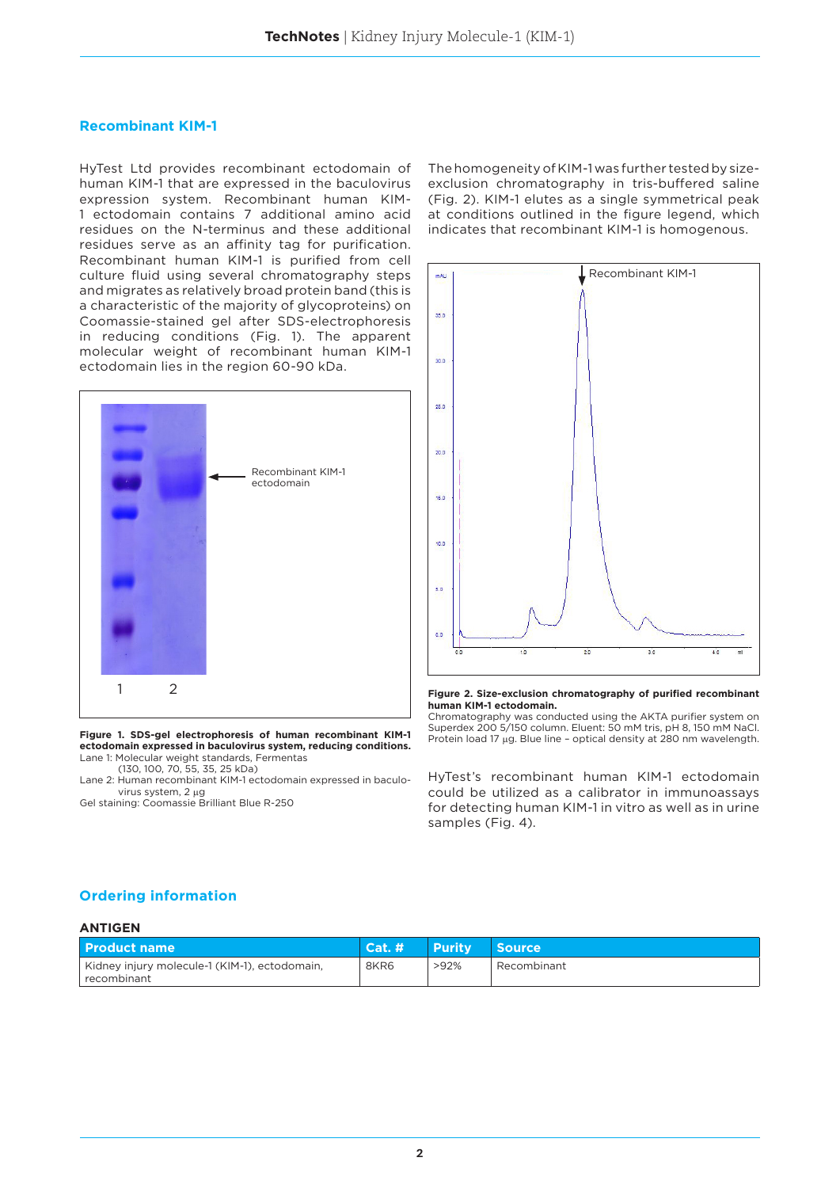## Recombinant KIM-1

HyTest Ltd provides recombinant ectodomain of human KIM-1 that are expressed in the baculovirus expression system. Recombinant human KIM-1 ectodomain contains 7 additional amino acid residues on the N-terminus and these additional residues serve as an affinity tag for purification. Recombinant human KIM-1 is purified from cell culture fluid using several chromatography steps and migrates as relatively broad protein band (this is a characteristic of the majority of glycoproteins) on Coomassie-stained gel after SDS-electrophoresis in reducing conditions (Fig. 1). The apparent molecular weight of recombinant human KIM-1 ectodomain lies in the region 60-90 kDa.

**Figure 1. SDS-gel electrophoresis of human recombinant KIM-1 ectodomain expressed in baculovirus system, reducing conditions.**
Lane 1: Molecular weight standards, Fermentas (130, 100, 70, 55, 35, 25 kDa)
Lane 2: Human recombinant KIM-1 ectodomain expressed in baculovirus system, 2 µg
Gel staining: Coomassie Brilliant Blue R-250

The homogeneity of KIM-1 was further tested by size-exclusion chromatography in tris-buffered saline (Fig. 2). KIM-1 elutes as a single symmetrical peak at conditions outlined in the figure legend, which indicates that recombinant KIM-1 is homogenous.

**Figure 2. Size-exclusion chromatography of purified recombinant human KIM-1 ectodomain.**
Chromatography was conducted using the AKTA purifier system on Superdex 200 5/150 column. Eluent: 50 mM tris, pH 8, 150 mM NaCl. Protein load 17 µg. Blue line – optical density at 280 nm wavelength.

HyTest's recombinant human KIM-1 ectodomain could be utilized as a calibrator in immunoassays for detecting human KIM-1 in vitro as well as in urine samples (Fig. 4).

## Ordering information

### ANTIGEN

| Product name | Cat. # | Purity | Source |
|---|---|---|---|
| Kidney injury molecule-1 (KIM-1), ectodomain, recombinant | 8KR6 | >92% | Recombinant |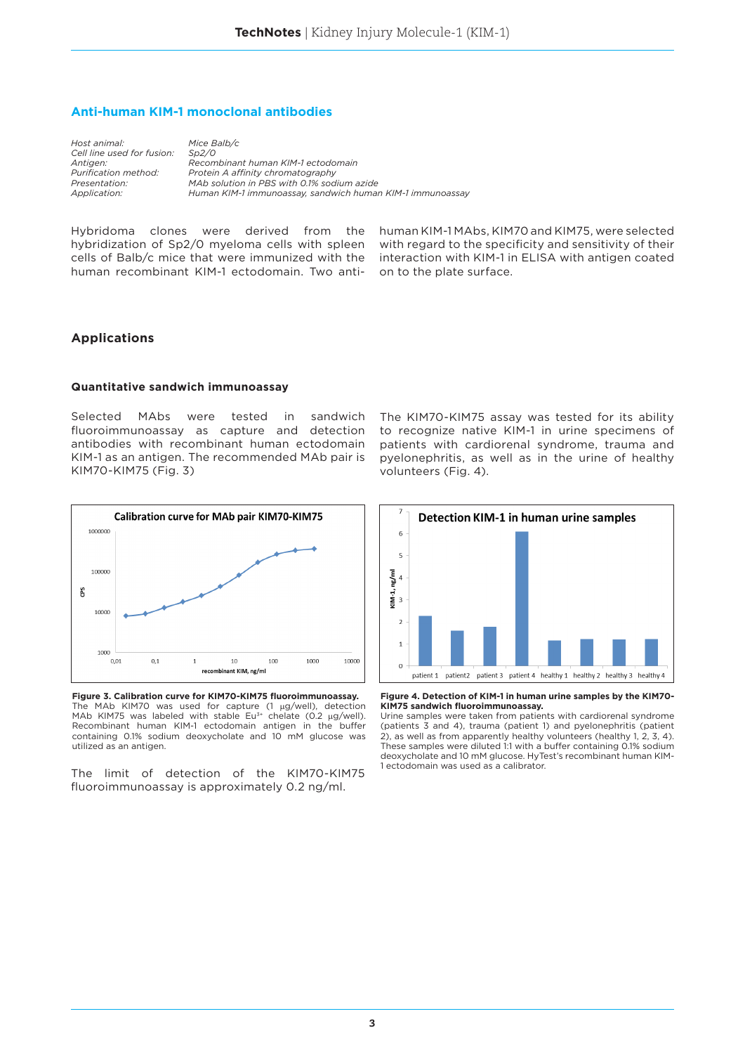## Anti-human KIM-1 monoclonal antibodies

| | |
|---|---|
| *Host animal:* | *Mice Balb/c* |
| *Cell line used for fusion:* | *Sp2/0* |
| *Antigen:* | *Recombinant human KIM-1 ectodomain* |
| *Purification method:* | *Protein A affinity chromatography* |
| *Presentation:* | *MAb solution in PBS with 0.1% sodium azide* |
| *Application:* | *Human KIM-1 immunoassay, sandwich human KIM-1 immunoassay* |

Hybridoma clones were derived from the hybridization of Sp2/0 myeloma cells with spleen cells of Balb/c mice that were immunized with the human recombinant KIM-1 ectodomain. Two anti-human KIM-1 MAbs, KIM70 and KIM75, were selected with regard to the specificity and sensitivity of their interaction with KIM-1 in ELISA with antigen coated on to the plate surface.

## Applications

### Quantitative sandwich immunoassay

Selected MAbs were tested in sandwich fluoroimmunoassay as capture and detection antibodies with recombinant human ectodomain KIM-1 as an antigen. The recommended MAb pair is KIM70-KIM75 (Fig. 3)

The KIM70-KIM75 assay was tested for its ability to recognize native KIM-1 in urine specimens of patients with cardiorenal syndrome, trauma and pyelonephritis, as well as in the urine of healthy volunteers (Fig. 4).

**Figure 3. Calibration curve for KIM70-KIM75 fluoroimmunoassay.** The MAb KIM70 was used for capture (1 µg/well), detection MAb KIM75 was labeled with stable $Eu^{3+}$ chelate (0.2 µg/well). Recombinant human KIM-1 ectodomain antigen in the buffer containing 0.1% sodium deoxycholate and 10 mM glucose was utilized as an antigen.

The limit of detection of the KIM70-KIM75 fluoroimmunoassay is approximately 0.2 ng/ml.

**Figure 4. Detection of KIM-1 in human urine samples by the KIM70-KIM75 sandwich fluoroimmunoassay.** Urine samples were taken from patients with cardiorenal syndrome (patients 3 and 4), trauma (patient 1) and pyelonephritis (patient 2), as well as from apparently healthy volunteers (healthy 1, 2, 3, 4). These samples were diluted 1:1 with a buffer containing 0.1% sodium deoxycholate and 10 mM glucose. HyTest's recombinant human KIM-1 ectodomain was used as a calibrator.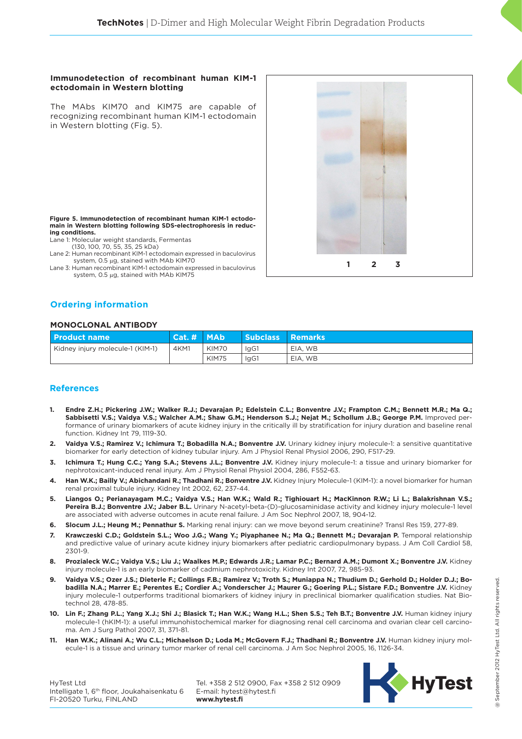### Immunodetection of recombinant human KIM-1 ectodomain in Western blotting

The MAbs KIM70 and KIM75 are capable of recognizing recombinant human KIM-1 ectodomain in Western blotting (Fig. 5).

1 2 3

**Figure 5. Immunodetection of recombinant human KIM-1 ectodomain in Western blotting following SDS-electrophoresis in reducing conditions.**
Lane 1: Molecular weight standards, Fermentas (130, 100, 70, 55, 35, 25 kDa)
Lane 2: Human recombinant KIM-1 ectodomain expressed in baculovirus system, 0.5 µg, stained with MAb KIM70
Lane 3: Human recombinant KIM-1 ectodomain expressed in baculovirus system, 0.5 µg, stained with MAb KIM75

## Ordering information

### MONOCLONAL ANTIBODY

| Product name | Cat. # | MAb | Subclass | Remarks |
| --- | --- | --- | --- | --- |
| Kidney injury molecule-1 (KIM-1) | 4KM1 | KIM70 | IgG1 | EIA, WB |
| | | KIM75 | IgG1 | EIA, WB |

## References

1. **Endre Z.H.; Pickering J.W.; Walker R.J.; Devarajan P.; Edelstein C.L.; Bonventre J.V.; Frampton C.M.; Bennett M.R.; Ma Q.; Sabbisetti V.S.; Vaidya V.S.; Walcher A.M.; Shaw G.M.; Henderson S.J.; Nejat M.; Schollum J.B.; George P.M.** Improved performance of urinary biomarkers of acute kidney injury in the critically ill by stratification for injury duration and baseline renal function. Kidney Int 79, 1119-30.
2. **Vaidya V.S.; Ramirez V.; Ichimura T.; Bobadilla N.A.; Bonventre J.V.** Urinary kidney injury molecule-1: a sensitive quantitative biomarker for early detection of kidney tubular injury. Am J Physiol Renal Physiol 2006, 290, F517-29.
3. **Ichimura T.; Hung C.C.; Yang S.A.; Stevens J.L.; Bonventre J.V.** Kidney injury molecule-1: a tissue and urinary biomarker for nephrotoxicant-induced renal injury. Am J Physiol Renal Physiol 2004, 286, F552-63.
4. **Han W.K.; Bailly V.; Abichandani R.; Thadhani R.; Bonventre J.V.** Kidney Injury Molecule-1 (KIM-1): a novel biomarker for human renal proximal tubule injury. Kidney Int 2002, 62, 237-44.
5. **Liangos O.; Perianayagam M.C.; Vaidya V.S.; Han W.K.; Wald R.; Tighiouart H.; MacKinnon R.W.; Li L.; Balakrishnan V.S.; Pereira B.J.; Bonventre J.V.; Jaber B.L.** Urinary N-acetyl-beta-(D)-glucosaminidase activity and kidney injury molecule-1 level are associated with adverse outcomes in acute renal failure. J Am Soc Nephrol 2007, 18, 904-12.
6. **Slocum J.L.; Heung M.; Pennathur S.** Marking renal injury: can we move beyond serum creatinine? Transl Res 159, 277-89.
7. **Krawczeski C.D.; Goldstein S.L.; Woo J.G.; Wang Y.; Piyaphanee N.; Ma Q.; Bennett M.; Devarajan P.** Temporal relationship and predictive value of urinary acute kidney injury biomarkers after pediatric cardiopulmonary bypass. J Am Coll Cardiol 58, 2301-9.
8. **Prozialeck W.C.; Vaidya V.S.; Liu J.; Waalkes M.P.; Edwards J.R.; Lamar P.C.; Bernard A.M.; Dumont X.; Bonventre J.V.** Kidney injury molecule-1 is an early biomarker of cadmium nephrotoxicity. Kidney Int 2007, 72, 985-93.
9. **Vaidya V.S.; Ozer J.S.; Dieterle F.; Collings F.B.; Ramirez V.; Troth S.; Muniappa N.; Thudium D.; Gerhold D.; Holder D.J.; Bobadilla N.A.; Marrer E.; Perentes E.; Cordier A.; Vonderscher J.; Maurer G.; Goering P.L.; Sistare F.D.; Bonventre J.V.** Kidney injury molecule-1 outperforms traditional biomarkers of kidney injury in preclinical biomarker qualification studies. Nat Biotechnol 28, 478-85.
10. **Lin F.; Zhang P.L.; Yang X.J.; Shi J.; Blasick T.; Han W.K.; Wang H.L.; Shen S.S.; Teh B.T.; Bonventre J.V.** Human kidney injury molecule-1 (hKIM-1): a useful immunohistochemical marker for diagnosing renal cell carcinoma and ovarian clear cell carcinoma. Am J Surg Pathol 2007, 31, 371-81.
11. **Han W.K.; Alinani A.; Wu C.L.; Michaelson D.; Loda M.; McGovern F.J.; Thadhani R.; Bonventre J.V.** Human kidney injury molecule-1 is a tissue and urinary tumor marker of renal cell carcinoma. J Am Soc Nephrol 2005, 16, 1126-34.

HyTest Ltd
Intelligate 1, 6th floor, Joukahaisenkatu 6
FI-20520 Turku, FINLAND

Tel. +358 2 512 0900, Fax +358 2 512 0909
E-mail: hytest@hytest.fi
**www.hytest.fi**

© September 2012 HyTest Ltd. All rights reserved.